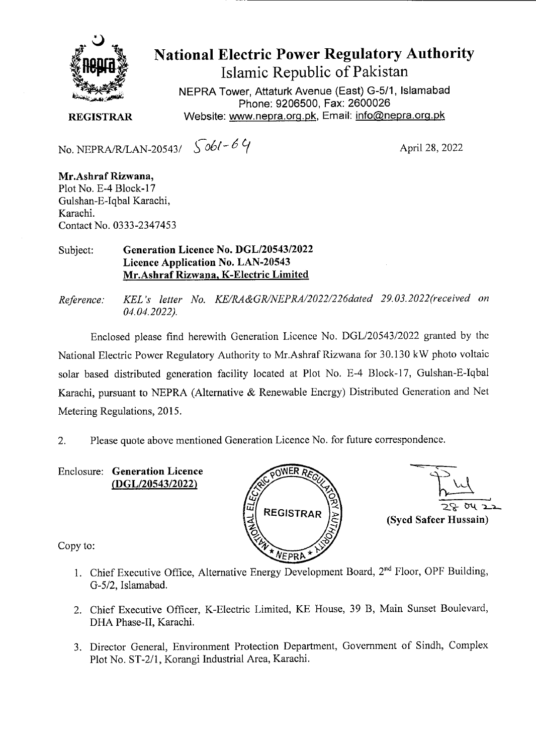# National Electric Power Regulatory Authority

## Islamic Republic of Pakistan

NEPRA Tower, Attaturk Avenue (East) G-5/1, Islamabad
Phone: 9206500, Fax: 2600026
Website: www.nepra.org.pk, Email: info@nepra.org.pk

**REGISTRAR**

No. NEPRA/R/LAN-20543/ 5061-64 April 28, 2022

**Mr.Ashraf Rizwana,**
Plot No. E-4 Block-17
Gulshan-E-Iqbal Karachi,
Karachi.
Contact No. 0333-2347453

Subject: **Generation Licence No. DGL/20543/2022**
**Licence Application No. LAN-20543**
**Mr.Ashraf Rizwana, K-Electric Limited**

*Reference: KEL's letter No. KE/RA&GR/NEPRA/2022/226dated 29.03.2022(received on 04.04.2022).*

Enclosed please find herewith Generation Licence No. DGL/20543/2022 granted by the National Electric Power Regulatory Authority to Mr.Ashraf Rizwana for 30.130 kW photo voltaic solar based distributed generation facility located at Plot No. E-4 Block-17, Gulshan-E-Iqbal Karachi, pursuant to NEPRA (Alternative & Renewable Energy) Distributed Generation and Net Metering Regulations, 2015.

2. Please quote above mentioned Generation Licence No. for future correspondence.

Enclosure: **Generation Licence (DGL/20543/2022)**

28 04 22
**(Syed Safeer Hussain)**

Copy to:

1. Chief Executive Office, Alternative Energy Development Board, 2nd Floor, OPF Building, G-5/2, Islamabad.
2. Chief Executive Officer, K-Electric Limited, KE House, 39 B, Main Sunset Boulevard, DHA Phase-II, Karachi.
3. Director General, Environment Protection Department, Government of Sindh, Complex Plot No. ST-2/1, Korangi Industrial Area, Karachi.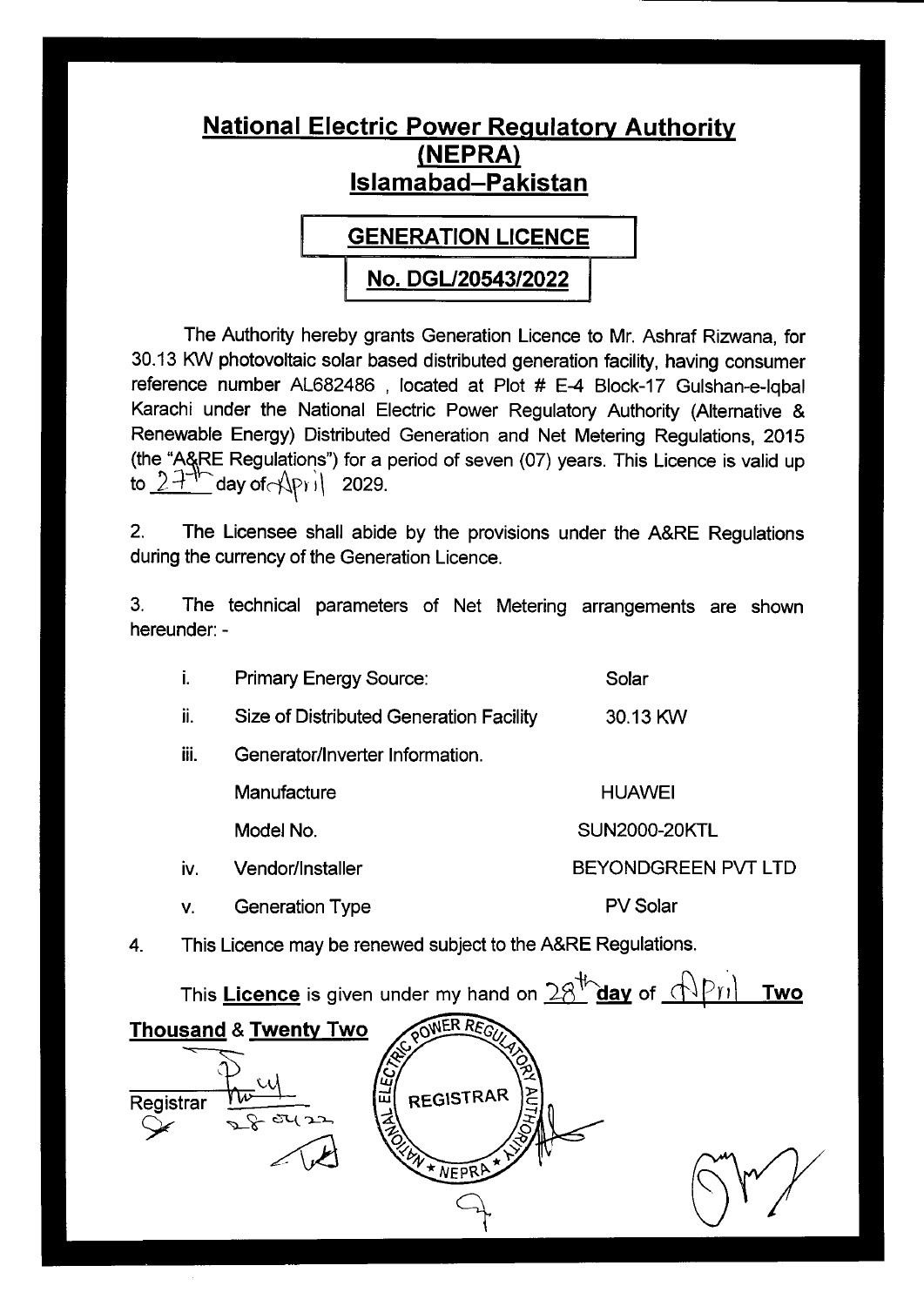# National Electric Power Regulatory Authority (NEPRA) Islamabad–Pakistan

## GENERATION LICENCE

## No. DGL/20543/2022

The Authority hereby grants Generation Licence to Mr. Ashraf Rizwana, for 30.13 KW photovoltaic solar based distributed generation facility, having consumer reference number AL682486 , located at Plot # E-4 Block-17 Gulshan-e-Iqbal Karachi under the National Electric Power Regulatory Authority (Alternative & Renewable Energy) Distributed Generation and Net Metering Regulations, 2015 (the "A&RE Regulations") for a period of seven (07) years. This Licence is valid up to 27th day of April 2029.

2. The Licensee shall abide by the provisions under the A&RE Regulations during the currency of the Generation Licence.

3. The technical parameters of Net Metering arrangements are shown hereunder: -

| | | |
|---|---|---|
| i. | Primary Energy Source: | Solar |
| ii. | Size of Distributed Generation Facility | 30.13 KW |
| iii. | Generator/Inverter Information. | |
| | Manufacture | HUAWEI |
| | Model No. | SUN2000-20KTL |
| iv. | Vendor/Installer | BEYONDGREEN PVT LTD |
| v. | Generation Type | PV Solar |

4. This Licence may be renewed subject to the A&RE Regulations.

This **Licence** is given under my hand on 28th **day** of April **Two Thousand** & **Twenty Two**

Registrar

28-04-22

REGISTRAR
NATIONAL ELECTRIC POWER REGULATORY AUTHORITY
NEPRA